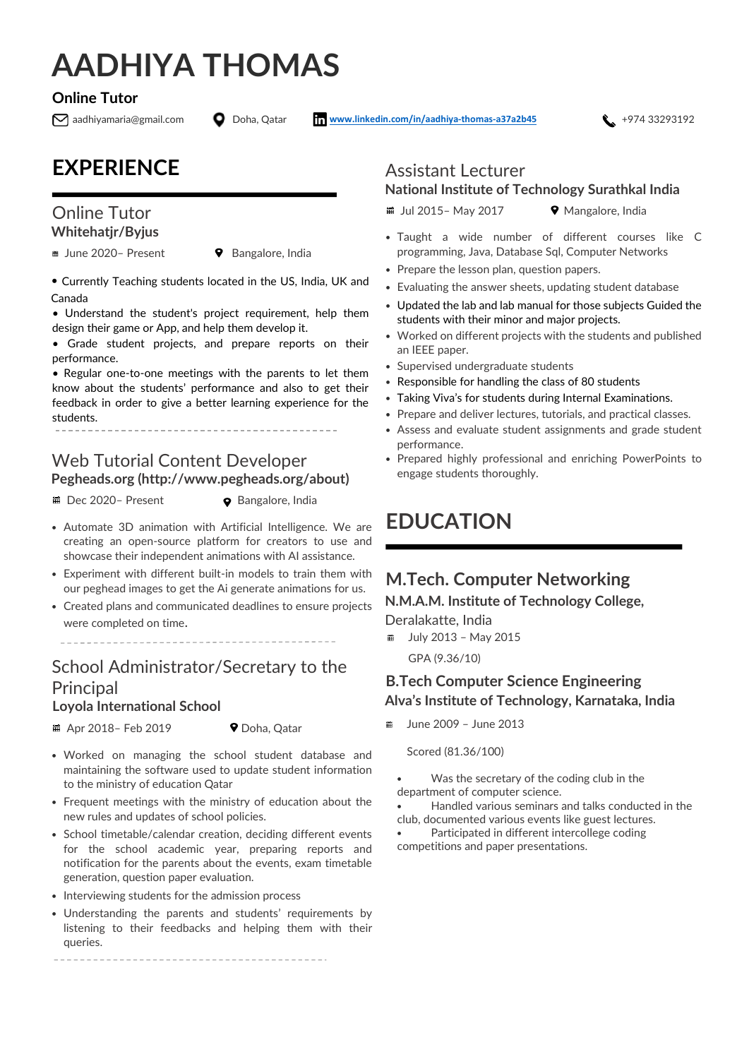# AADHIYA THOMAS

**Online Tutor**

aadhiyamaria@gmail.com | Doha, Qatar | [www.linkedin.com/in/aadhiya-thomas-a37a2b45](http://www.linkedin.com/in/aadhiya-thomas-a37a2b45) | +974 33293192

## EXPERIENCE

### Online Tutor
**Whitehatjr/Byjus**

June 2020– Present | Bangalore, India

- Currently Teaching students located in the US, India, UK and Canada
- Understand the student's project requirement, help them design their game or App, and help them develop it.
- Grade student projects, and prepare reports on their performance.
- Regular one-to-one meetings with the parents to let them know about the students' performance and also to get their feedback in order to give a better learning experience for the students.

---

### Web Tutorial Content Developer
**Pegheads.org (http://www.pegheads.org/about)**

Dec 2020– Present | Bangalore, India

- Automate 3D animation with Artificial Intelligence. We are creating an open-source platform for creators to use and showcase their independent animations with AI assistance.
- Experiment with different built-in models to train them with our peghead images to get the Ai generate animations for us.
- Created plans and communicated deadlines to ensure projects were completed on time.

---

### School Administrator/Secretary to the Principal
**Loyola International School**

Apr 2018– Feb 2019 | Doha, Qatar

- Worked on managing the school student database and maintaining the software used to update student information to the ministry of education Qatar
- Frequent meetings with the ministry of education about the new rules and updates of school policies.
- School timetable/calendar creation, deciding different events for the school academic year, preparing reports and notification for the parents about the events, exam timetable generation, question paper evaluation.
- Interviewing students for the admission process
- Understanding the parents and students' requirements by listening to their feedbacks and helping them with their queries.

---

### Assistant Lecturer
**National Institute of Technology Surathkal India**

Jul 2015– May 2017 | Mangalore, India

- Taught a wide number of different courses like C programming, Java, Database Sql, Computer Networks
- Prepare the lesson plan, question papers.
- Evaluating the answer sheets, updating student database
- Updated the lab and lab manual for those subjects Guided the students with their minor and major projects.
- Worked on different projects with the students and published an IEEE paper.
- Supervised undergraduate students
- Responsible for handling the class of 80 students
- Taking Viva's for students during Internal Examinations.
- Prepare and deliver lectures, tutorials, and practical classes.
- Assess and evaluate student assignments and grade student performance.
- Prepared highly professional and enriching PowerPoints to engage students thoroughly.

## EDUCATION

### M.Tech. Computer Networking
**N.M.A.M. Institute of Technology College,**
Deralakatte, India

July 2013 – May 2015

GPA (9.36/10)

### B.Tech Computer Science Engineering
**Alva's Institute of Technology, Karnataka, India**

June 2009 – June 2013

Scored (81.36/100)

- Was the secretary of the coding club in the department of computer science.
- Handled various seminars and talks conducted in the club, documented various events like guest lectures.
- Participated in different intercollege coding competitions and paper presentations.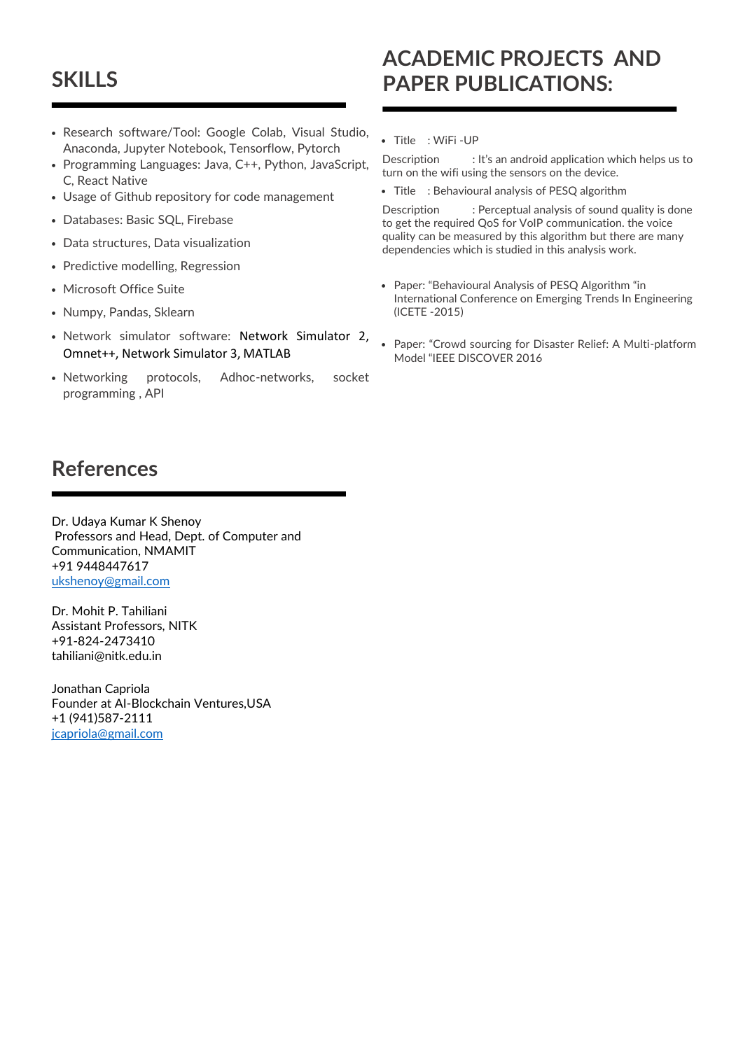## SKILLS

- Research software/Tool: Google Colab, Visual Studio, Anaconda, Jupyter Notebook, Tensorflow, Pytorch
- Programming Languages: Java, C++, Python, JavaScript, C, React Native
- Usage of Github repository for code management
- Databases: Basic SQL, Firebase
- Data structures, Data visualization
- Predictive modelling, Regression
- Microsoft Office Suite
- Numpy, Pandas, Sklearn
- Network simulator software: Network Simulator 2, Omnet++, Network Simulator 3, MATLAB
- Networking protocols, Adhoc-networks, socket programming , API

## References

Dr. Udaya Kumar K Shenoy
Professors and Head, Dept. of Computer and Communication, NMAMIT
+91 9448447617
ukshenoy@gmail.com

Dr. Mohit P. Tahiliani
Assistant Professors, NITK
+91-824-2473410
tahiliani@nitk.edu.in

Jonathan Capriola
Founder at AI-Blockchain Ventures,USA
+1 (941)587-2111
jcapriola@gmail.com

## ACADEMIC PROJECTS AND PAPER PUBLICATIONS:

- Title : WiFi -UP

Description : It's an android application which helps us to turn on the wifi using the sensors on the device.

- Title : Behavioural analysis of PESQ algorithm

Description : Perceptual analysis of sound quality is done to get the required QoS for VoIP communication. the voice quality can be measured by this algorithm but there are many dependencies which is studied in this analysis work.

- Paper: "Behavioural Analysis of PESQ Algorithm "in International Conference on Emerging Trends In Engineering (ICETE -2015)
- Paper: "Crowd sourcing for Disaster Relief: A Multi-platform Model "IEEE DISCOVER 2016